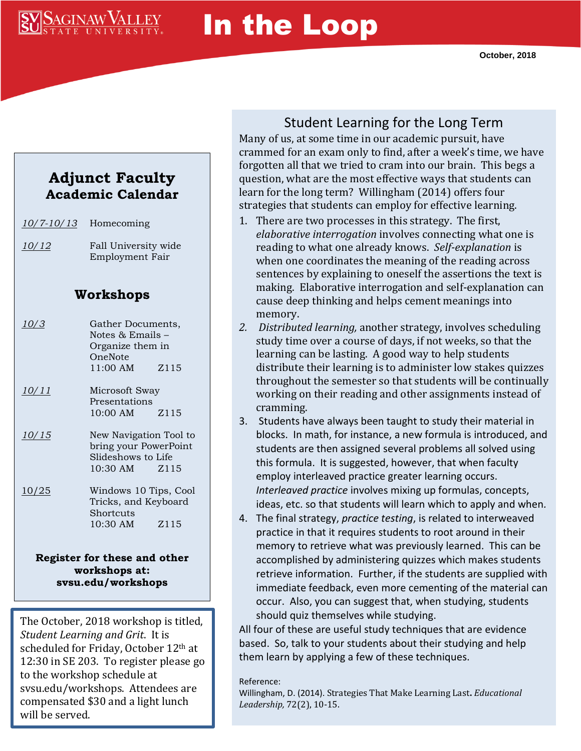# In the Loop

October, 2018

## Adjunct Faculty Academic Calendar

| | |
|---|---|
| 10/7-10/13 | Homecoming |
| 10/12 | Fall University wide Employment Fair |

### Workshops

| | |
|---|---|
| 10/3 | Gather Documents, Notes & Emails – Organize them in OneNote 11:00 AM Z115 |
| 10/11 | Microsoft Sway Presentations 10:00 AM Z115 |
| 10/15 | New Navigation Tool to bring your PowerPoint Slideshows to Life 10:30 AM Z115 |
| 10/25 | Windows 10 Tips, Cool Tricks, and Keyboard Shortcuts 10:30 AM Z115 |

**Register for these and other workshops at: svsu.edu/workshops**

The October, 2018 workshop is titled, *Student Learning and Grit*. It is scheduled for Friday, October 12th at 12:30 in SE 203. To register please go to the workshop schedule at svsu.edu/workshops. Attendees are compensated $30 and a light lunch will be served.

## Student Learning for the Long Term

Many of us, at some time in our academic pursuit, have crammed for an exam only to find, after a week's time, we have forgotten all that we tried to cram into our brain. This begs a question, what are the most effective ways that students can learn for the long term? Willingham (2014) offers four strategies that students can employ for effective learning.

1. There are two processes in this strategy. The first, *elaborative interrogation* involves connecting what one is reading to what one already knows. *Self-explanation* is when one coordinates the meaning of the reading across sentences by explaining to oneself the assertions the text is making. Elaborative interrogation and self-explanation can cause deep thinking and helps cement meanings into memory.
2. *Distributed learning*, another strategy, involves scheduling study time over a course of days, if not weeks, so that the learning can be lasting. A good way to help students distribute their learning is to administer low stakes quizzes throughout the semester so that students will be continually working on their reading and other assignments instead of cramming.
3. Students have always been taught to study their material in blocks. In math, for instance, a new formula is introduced, and students are then assigned several problems all solved using this formula. It is suggested, however, that when faculty employ interleaved practice greater learning occurs. *Interleaved practice* involves mixing up formulas, concepts, ideas, etc. so that students will learn which to apply and when.
4. The final strategy, *practice testing*, is related to interweaved practice in that it requires students to root around in their memory to retrieve what was previously learned. This can be accomplished by administering quizzes which makes students retrieve information. Further, if the students are supplied with immediate feedback, even more cementing of the material can occur. Also, you can suggest that, when studying, students should quiz themselves while studying.

All four of these are useful study techniques that are evidence based. So, talk to your students about their studying and help them learn by applying a few of these techniques.

Reference:
Willingham, D. (2014). Strategies That Make Learning Last. *Educational Leadership,* 72(2), 10-15.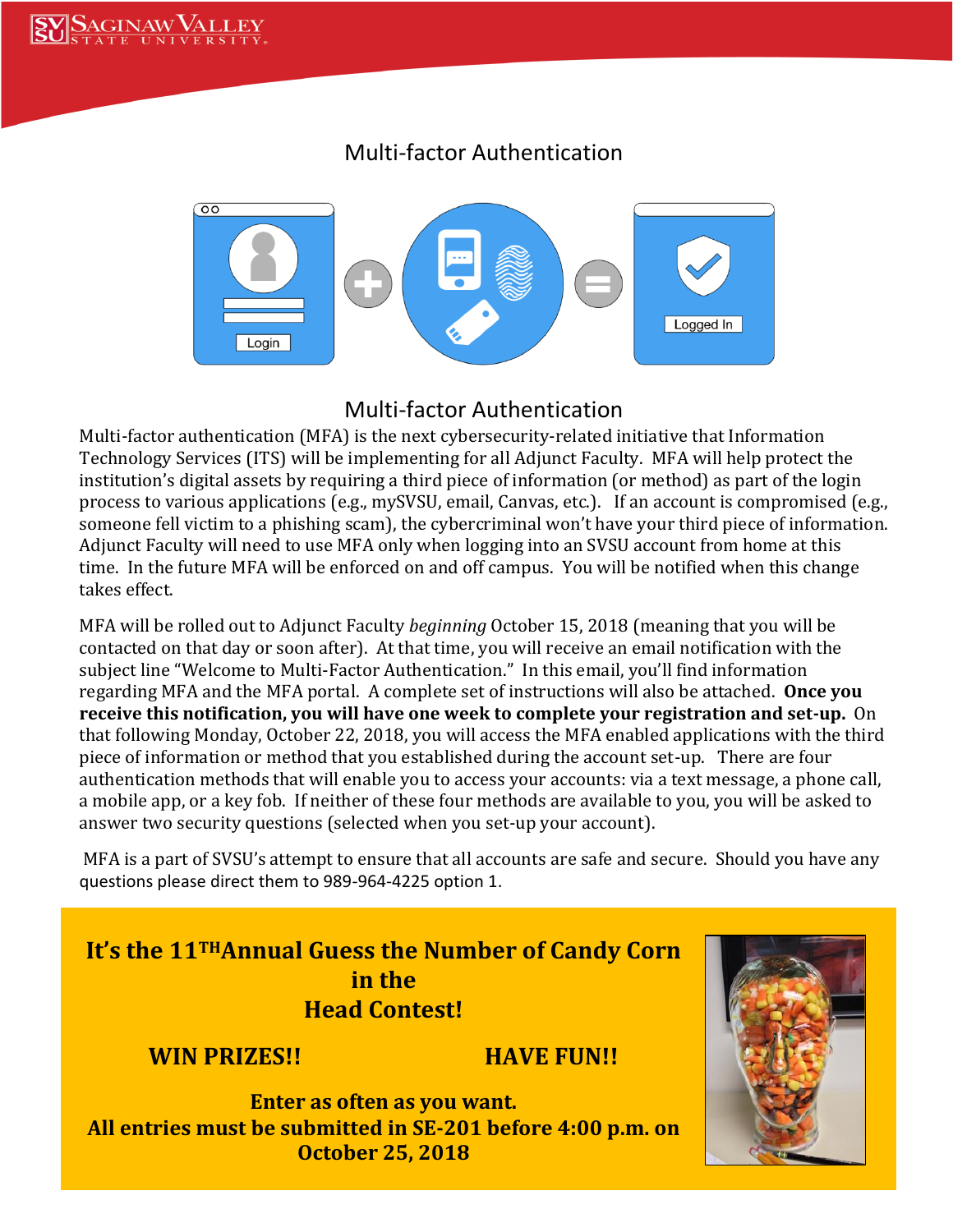# Multi-factor Authentication

Login

Logged In

## Multi-factor Authentication

Multi-factor authentication (MFA) is the next cybersecurity-related initiative that Information Technology Services (ITS) will be implementing for all Adjunct Faculty. MFA will help protect the institution's digital assets by requiring a third piece of information (or method) as part of the login process to various applications (e.g., mySVSU, email, Canvas, etc.). If an account is compromised (e.g., someone fell victim to a phishing scam), the cybercriminal won't have your third piece of information. Adjunct Faculty will need to use MFA only when logging into an SVSU account from home at this time. In the future MFA will be enforced on and off campus. You will be notified when this change takes effect.

MFA will be rolled out to Adjunct Faculty *beginning* October 15, 2018 (meaning that you will be contacted on that day or soon after). At that time, you will receive an email notification with the subject line "Welcome to Multi-Factor Authentication." In this email, you'll find information regarding MFA and the MFA portal. A complete set of instructions will also be attached. **Once you receive this notification, you will have one week to complete your registration and set-up.** On that following Monday, October 22, 2018, you will access the MFA enabled applications with the third piece of information or method that you established during the account set-up. There are four authentication methods that will enable you to access your accounts: via a text message, a phone call, a mobile app, or a key fob. If neither of these four methods are available to you, you will be asked to answer two security questions (selected when you set-up your account).

MFA is a part of SVSU's attempt to ensure that all accounts are safe and secure. Should you have any questions please direct them to 989-964-4225 option 1.

**It's the 11TH Annual Guess the Number of Candy Corn in the Head Contest!**

**WIN PRIZES!!** **HAVE FUN!!**

**Enter as often as you want.**
**All entries must be submitted in SE-201 before 4:00 p.m. on October 25, 2018**